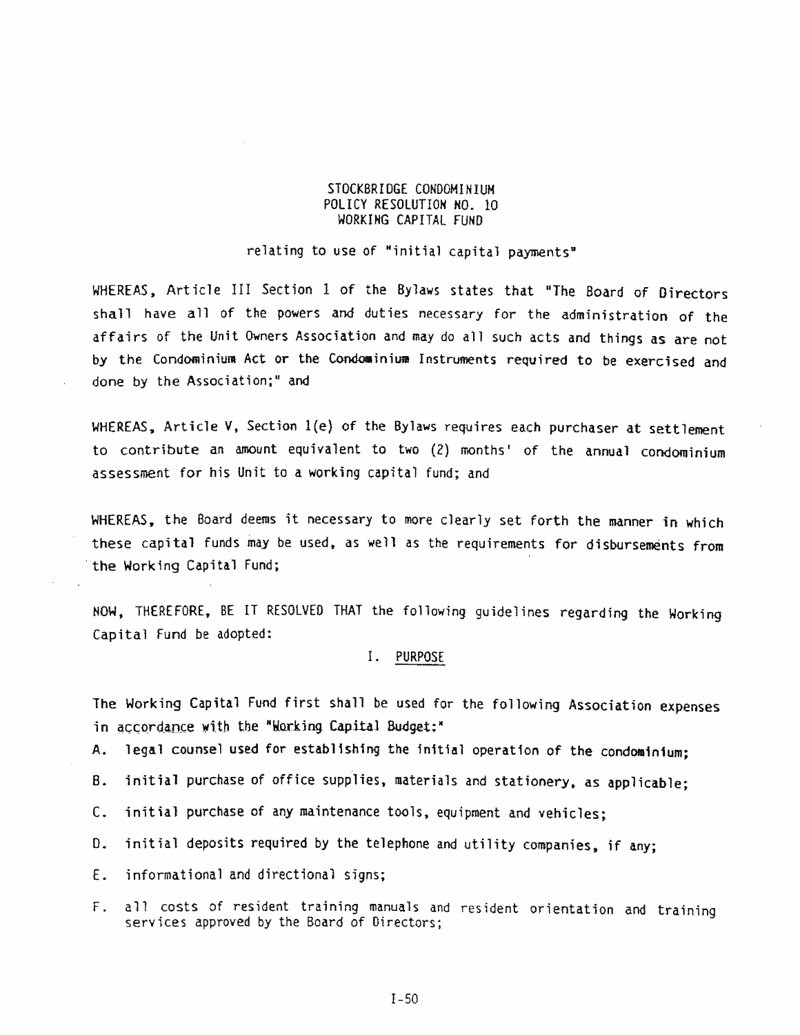# STOCKBRIDGE CONDOMINIUM
## POLICY RESOLUTION NO. 10
## WORKING CAPITAL FUND

relating to use of "initial capital payments"

WHEREAS, Article III Section 1 of the Bylaws states that "The Board of Directors shall have all of the powers and duties necessary for the administration of the affairs of the Unit Owners Association and may do all such acts and things as are not by the Condominium Act or the Condominium Instruments required to be exercised and done by the Association;" and

WHEREAS, Article V, Section 1(e) of the Bylaws requires each purchaser at settlement to contribute an amount equivalent to two (2) months' of the annual condominium assessment for his Unit to a working capital fund; and

WHEREAS, the Board deems it necessary to more clearly set forth the manner in which these capital funds may be used, as well as the requirements for disbursements from the Working Capital Fund;

NOW, THEREFORE, BE IT RESOLVED THAT the following guidelines regarding the Working Capital Fund be adopted:

### I. PURPOSE

The Working Capital Fund first shall be used for the following Association expenses in accordance with the "Working Capital Budget:"

A. legal counsel used for establishing the initial operation of the condominium;

B. initial purchase of office supplies, materials and stationery, as applicable;

C. initial purchase of any maintenance tools, equipment and vehicles;

D. initial deposits required by the telephone and utility companies, if any;

E. informational and directional signs;

F. all costs of resident training manuals and resident orientation and training services approved by the Board of Directors;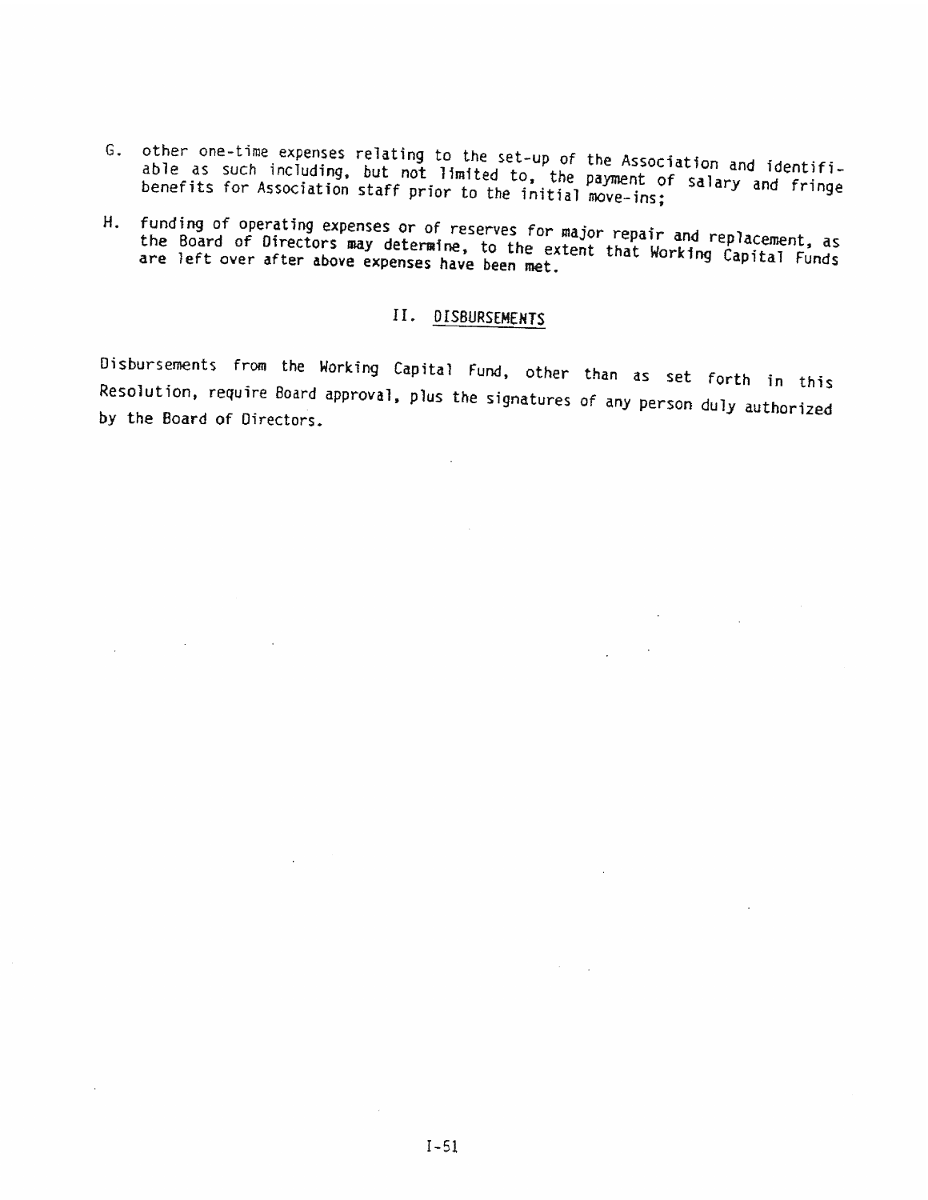G. other one-time expenses relating to the set-up of the Association and identifiable as such including, but not limited to, the payment of salary and fringe benefits for Association staff prior to the initial move-ins;

H. funding of operating expenses or of reserves for major repair and replacement, as the Board of Directors may determine, to the extent that Working Capital Funds are left over after above expenses have been met.

## II. DISBURSEMENTS

Disbursements from the Working Capital Fund, other than as set forth in this Resolution, require Board approval, plus the signatures of any person duly authorized by the Board of Directors.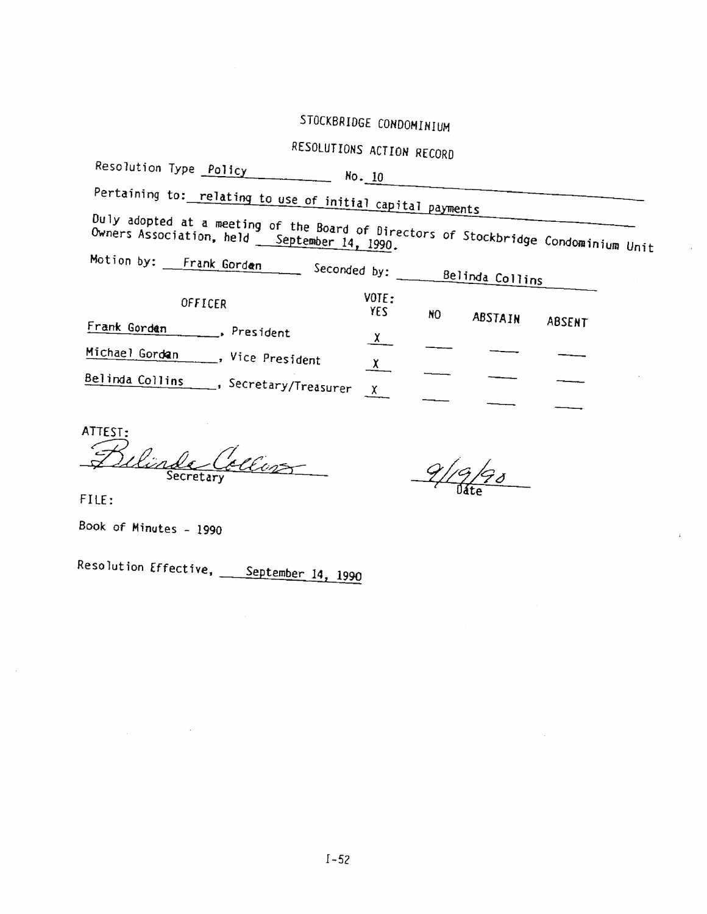# STOCKBRIDGE CONDOMINIUM

## RESOLUTIONS ACTION RECORD

Resolution Type Policy No. 10

Pertaining to: relating to use of initial capital payments

Duly adopted at a meeting of the Board of Directors of Stockbridge Condominium Unit Owners Association, held September 14, 1990.

Motion by: Frank Gorden Seconded by: Belinda Collins

| OFFICER | VOTE: YES | NO | ABSTAIN | ABSENT |
|---|---|---|---|---|
| Frank Gorden, President | X | | | |
| Michael Gordan, Vice President | X | | | |
| Belinda Collins, Secretary/Treasurer | X | | | |

ATTEST:

Belinda Collins
Secretary

9/19/90
Date

FILE:

Book of Minutes - 1990

Resolution Effective, September 14, 1990